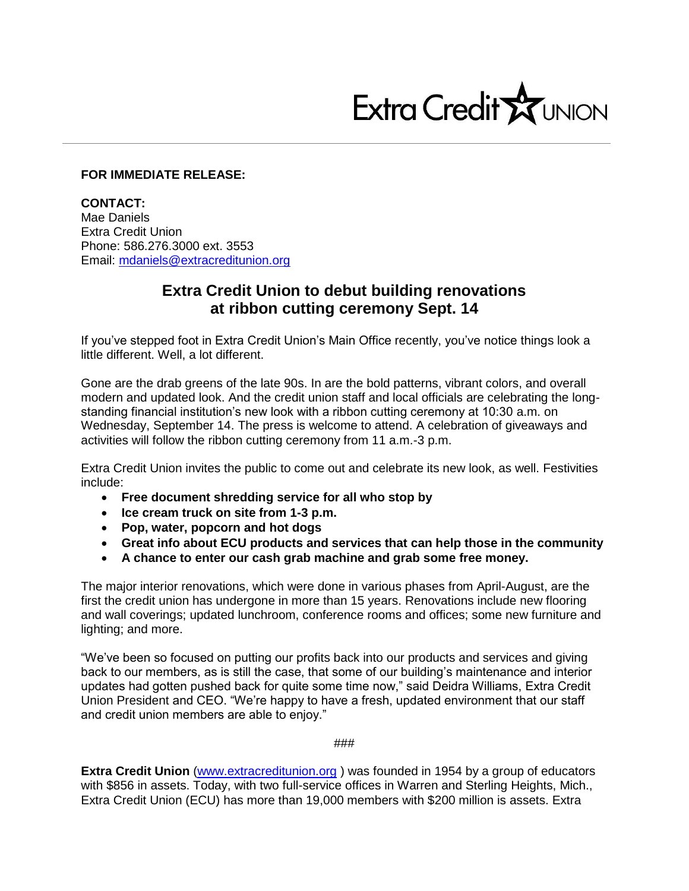Extra Credit UNION

**FOR IMMEDIATE RELEASE:**

**CONTACT:**
Mae Daniels
Extra Credit Union
Phone: 586.276.3000 ext. 3553
Email: mdaniels@extracreditunion.org

## Extra Credit Union to debut building renovations at ribbon cutting ceremony Sept. 14

If you've stepped foot in Extra Credit Union's Main Office recently, you've notice things look a little different. Well, a lot different.

Gone are the drab greens of the late 90s. In are the bold patterns, vibrant colors, and overall modern and updated look. And the credit union staff and local officials are celebrating the long-standing financial institution's new look with a ribbon cutting ceremony at 10:30 a.m. on Wednesday, September 14. The press is welcome to attend. A celebration of giveaways and activities will follow the ribbon cutting ceremony from 11 a.m.-3 p.m.

Extra Credit Union invites the public to come out and celebrate its new look, as well. Festivities include:

- **Free document shredding service for all who stop by**
- **Ice cream truck on site from 1-3 p.m.**
- **Pop, water, popcorn and hot dogs**
- **Great info about ECU products and services that can help those in the community**
- **A chance to enter our cash grab machine and grab some free money.**

The major interior renovations, which were done in various phases from April-August, are the first the credit union has undergone in more than 15 years. Renovations include new flooring and wall coverings; updated lunchroom, conference rooms and offices; some new furniture and lighting; and more.

"We've been so focused on putting our profits back into our products and services and giving back to our members, as is still the case, that some of our building's maintenance and interior updates had gotten pushed back for quite some time now," said Deidra Williams, Extra Credit Union President and CEO. "We're happy to have a fresh, updated environment that our staff and credit union members are able to enjoy."

###

**Extra Credit Union** (www.extracreditunion.org ) was founded in 1954 by a group of educators with $856 in assets. Today, with two full-service offices in Warren and Sterling Heights, Mich., Extra Credit Union (ECU) has more than 19,000 members with $200 million is assets. Extra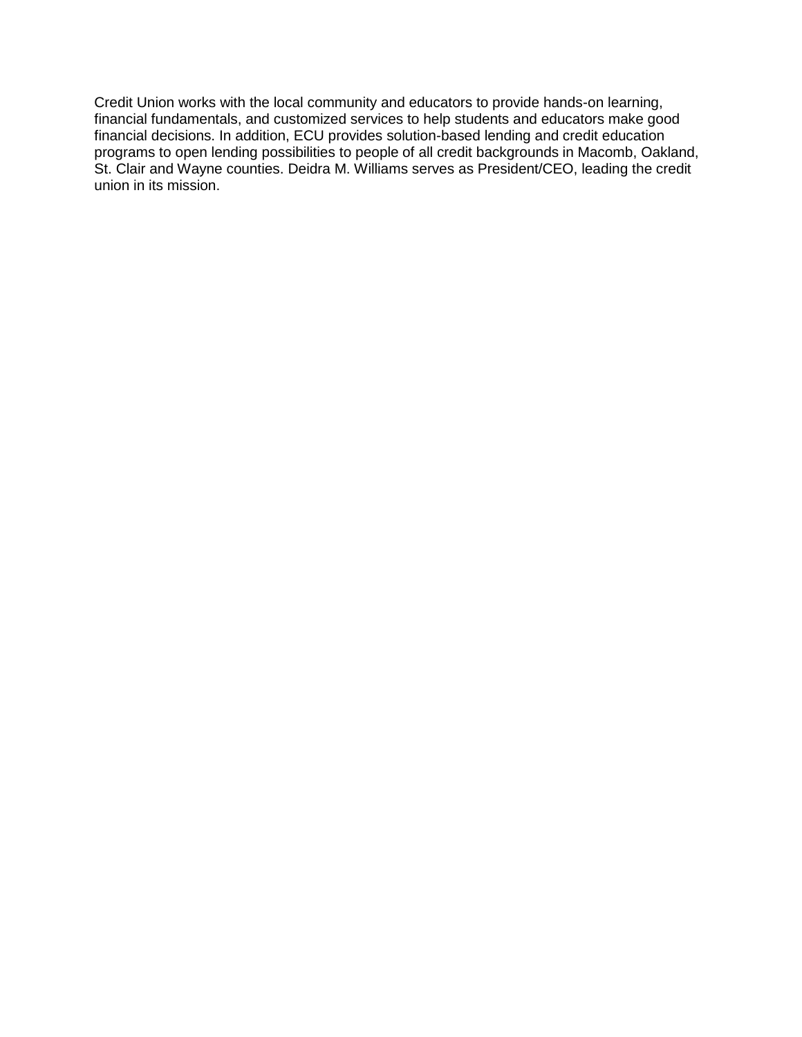Credit Union works with the local community and educators to provide hands-on learning, financial fundamentals, and customized services to help students and educators make good financial decisions. In addition, ECU provides solution-based lending and credit education programs to open lending possibilities to people of all credit backgrounds in Macomb, Oakland, St. Clair and Wayne counties. Deidra M. Williams serves as President/CEO, leading the credit union in its mission.